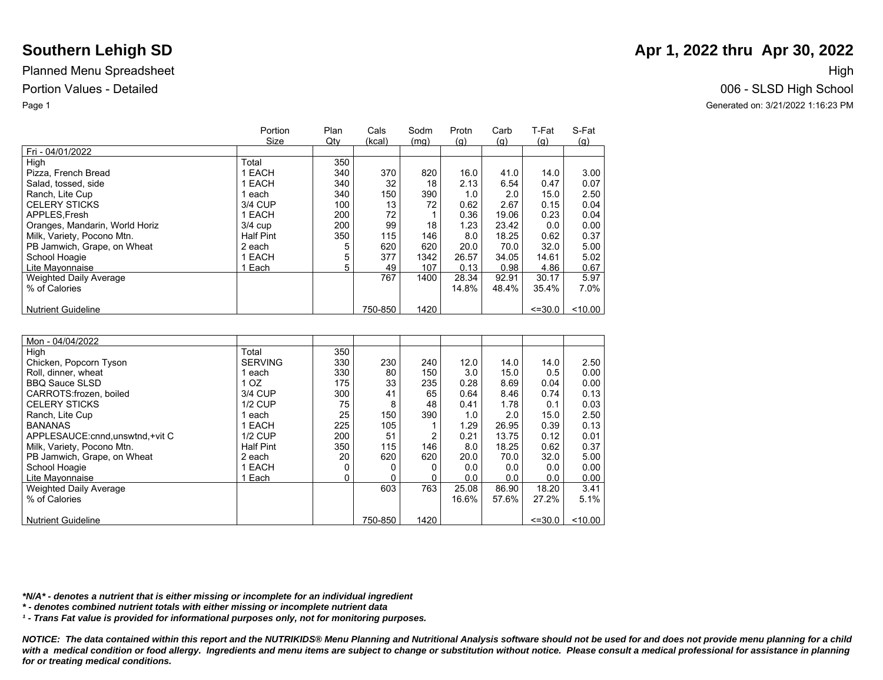# Southern Lehigh SD

## Apr 1, 2022 thru Apr 30, 2022

Planned Menu Spreadsheet

High

Portion Values - Detailed

006 - SLSD High School

Generated on: 3/21/2022 1:16:23 PM

| | Portion Size | Plan Qty | Cals (kcal) | Sodm (mg) | Protn (g) | Carb (g) | T-Fat (g) | S-Fat (g) |
|---|---|---|---|---|---|---|---|---|
| Fri - 04/01/2022 | | | | | | | | |
| High | Total | 350 | | | | | | |
| Pizza, French Bread | 1 EACH | 340 | 370 | 820 | 16.0 | 41.0 | 14.0 | 3.00 |
| Salad, tossed, side | 1 EACH | 340 | 32 | 18 | 2.13 | 6.54 | 0.47 | 0.07 |
| Ranch, Lite Cup | 1 each | 340 | 150 | 390 | 1.0 | 2.0 | 15.0 | 2.50 |
| CELERY STICKS | 3/4 CUP | 100 | 13 | 72 | 0.62 | 2.67 | 0.15 | 0.04 |
| APPLES,Fresh | 1 EACH | 200 | 72 | 1 | 0.36 | 19.06 | 0.23 | 0.04 |
| Oranges, Mandarin, World Horiz | 3/4 cup | 200 | 99 | 18 | 1.23 | 23.42 | 0.0 | 0.00 |
| Milk, Variety, Pocono Mtn. | Half Pint | 350 | 115 | 146 | 8.0 | 18.25 | 0.62 | 0.37 |
| PB Jamwich, Grape, on Wheat | 2 each | 5 | 620 | 620 | 20.0 | 70.0 | 32.0 | 5.00 |
| School Hoagie | 1 EACH | 5 | 377 | 1342 | 26.57 | 34.05 | 14.61 | 5.02 |
| Lite Mayonnaise | 1 Each | 5 | 49 | 107 | 0.13 | 0.98 | 4.86 | 0.67 |
| Weighted Daily Average | | | 767 | 1400 | 28.34 | 92.91 | 30.17 | 5.97 |
| % of Calories | | | | | 14.8% | 48.4% | 35.4% | 7.0% |
| Nutrient Guideline | | | 750-850 | 1420 | | | <=30.0 | <10.00 |

| | Portion Size | Plan Qty | Cals (kcal) | Sodm (mg) | Protn (g) | Carb (g) | T-Fat (g) | S-Fat (g) |
|---|---|---|---|---|---|---|---|---|
| Mon - 04/04/2022 | | | | | | | | |
| High | Total | 350 | | | | | | |
| Chicken, Popcorn Tyson | SERVING | 330 | 230 | 240 | 12.0 | 14.0 | 14.0 | 2.50 |
| Roll, dinner, wheat | 1 each | 330 | 80 | 150 | 3.0 | 15.0 | 0.5 | 0.00 |
| BBQ Sauce SLSD | 1 OZ | 175 | 33 | 235 | 0.28 | 8.69 | 0.04 | 0.00 |
| CARROTS:frozen, boiled | 3/4 CUP | 300 | 41 | 65 | 0.64 | 8.46 | 0.74 | 0.13 |
| CELERY STICKS | 1/2 CUP | 75 | 8 | 48 | 0.41 | 1.78 | 0.1 | 0.03 |
| Ranch, Lite Cup | 1 each | 25 | 150 | 390 | 1.0 | 2.0 | 15.0 | 2.50 |
| BANANAS | 1 EACH | 225 | 105 | 1 | 1.29 | 26.95 | 0.39 | 0.13 |
| APPLESAUCE:cnnd,unswtnd,+vit C | 1/2 CUP | 200 | 51 | 2 | 0.21 | 13.75 | 0.12 | 0.01 |
| Milk, Variety, Pocono Mtn. | Half Pint | 350 | 115 | 146 | 8.0 | 18.25 | 0.62 | 0.37 |
| PB Jamwich, Grape, on Wheat | 2 each | 20 | 620 | 620 | 20.0 | 70.0 | 32.0 | 5.00 |
| School Hoagie | 1 EACH | 0 | 0 | 0 | 0.0 | 0.0 | 0.0 | 0.00 |
| Lite Mayonnaise | 1 Each | 0 | 0 | 0 | 0.0 | 0.0 | 0.0 | 0.00 |
| Weighted Daily Average | | | 603 | 763 | 25.08 | 86.90 | 18.20 | 3.41 |
| % of Calories | | | | | 16.6% | 57.6% | 27.2% | 5.1% |
| Nutrient Guideline | | | 750-850 | 1420 | | | <=30.0 | <10.00 |

***N/A* - denotes a nutrient that is either missing or incomplete for an individual ingredient**

***\* - denotes combined nutrient totals with either missing or incomplete nutrient data***

***¹ - Trans Fat value is provided for informational purposes only, not for monitoring purposes.***

***NOTICE: The data contained within this report and the NUTRIKIDS® Menu Planning and Nutritional Analysis software should not be used for and does not provide menu planning for a child with a medical condition or food allergy. Ingredients and menu items are subject to change or substitution without notice. Please consult a medical professional for assistance in planning for or treating medical conditions.***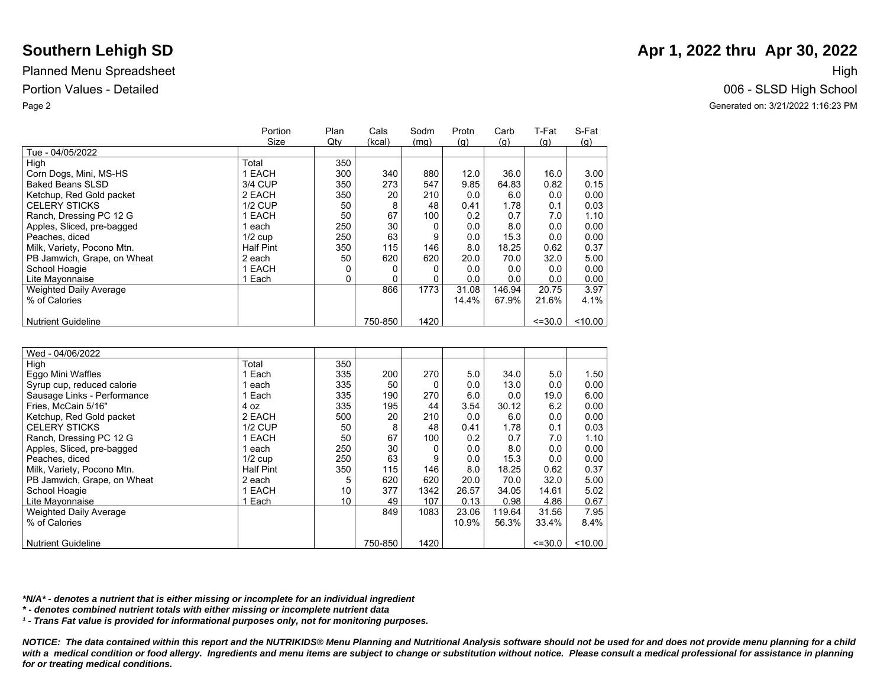# Southern Lehigh SD

**Apr 1, 2022 thru Apr 30, 2022**

Planned Menu Spreadsheet

Portion Values - Detailed

High

006 - SLSD High School

Generated on: 3/21/2022 1:16:23 PM

| | Portion Size | Plan Qty | Cals (kcal) | Sodm (mg) | Protn (g) | Carb (g) | T-Fat (g) | S-Fat (g) |
|---|---|---|---|---|---|---|---|---|
| Tue - 04/05/2022 | | | | | | | | |
| High | Total | 350 | | | | | | |
| Corn Dogs, Mini, MS-HS | 1 EACH | 300 | 340 | 880 | 12.0 | 36.0 | 16.0 | 3.00 |
| Baked Beans SLSD | 3/4 CUP | 350 | 273 | 547 | 9.85 | 64.83 | 0.82 | 0.15 |
| Ketchup, Red Gold packet | 2 EACH | 350 | 20 | 210 | 0.0 | 6.0 | 0.0 | 0.00 |
| CELERY STICKS | 1/2 CUP | 50 | 8 | 48 | 0.41 | 1.78 | 0.1 | 0.03 |
| Ranch, Dressing PC 12 G | 1 EACH | 50 | 67 | 100 | 0.2 | 0.7 | 7.0 | 1.10 |
| Apples, Sliced, pre-bagged | 1 each | 250 | 30 | 0 | 0.0 | 8.0 | 0.0 | 0.00 |
| Peaches, diced | 1/2 cup | 250 | 63 | 9 | 0.0 | 15.3 | 0.0 | 0.00 |
| Milk, Variety, Pocono Mtn. | Half Pint | 350 | 115 | 146 | 8.0 | 18.25 | 0.62 | 0.37 |
| PB Jamwich, Grape, on Wheat | 2 each | 50 | 620 | 620 | 20.0 | 70.0 | 32.0 | 5.00 |
| School Hoagie | 1 EACH | 0 | 0 | 0 | 0.0 | 0.0 | 0.0 | 0.00 |
| Lite Mayonnaise | 1 Each | 0 | 0 | 0 | 0.0 | 0.0 | 0.0 | 0.00 |
| Weighted Daily Average | | | 866 | 1773 | 31.08 | 146.94 | 20.75 | 3.97 |
| % of Calories | | | | | 14.4% | 67.9% | 21.6% | 4.1% |
| Nutrient Guideline | | | 750-850 | 1420 | | | <=30.0 | <10.00 |

| | Portion Size | Plan Qty | Cals (kcal) | Sodm (mg) | Protn (g) | Carb (g) | T-Fat (g) | S-Fat (g) |
|---|---|---|---|---|---|---|---|---|
| Wed - 04/06/2022 | | | | | | | | |
| High | Total | 350 | | | | | | |
| Eggo Mini Waffles | 1 Each | 335 | 200 | 270 | 5.0 | 34.0 | 5.0 | 1.50 |
| Syrup cup, reduced calorie | 1 each | 335 | 50 | 0 | 0.0 | 13.0 | 0.0 | 0.00 |
| Sausage Links - Performance | 1 Each | 335 | 190 | 270 | 6.0 | 0.0 | 19.0 | 6.00 |
| Fries, McCain 5/16" | 4 oz | 335 | 195 | 44 | 3.54 | 30.12 | 6.2 | 0.00 |
| Ketchup, Red Gold packet | 2 EACH | 500 | 20 | 210 | 0.0 | 6.0 | 0.0 | 0.00 |
| CELERY STICKS | 1/2 CUP | 50 | 8 | 48 | 0.41 | 1.78 | 0.1 | 0.03 |
| Ranch, Dressing PC 12 G | 1 EACH | 50 | 67 | 100 | 0.2 | 0.7 | 7.0 | 1.10 |
| Apples, Sliced, pre-bagged | 1 each | 250 | 30 | 0 | 0.0 | 8.0 | 0.0 | 0.00 |
| Peaches, diced | 1/2 cup | 250 | 63 | 9 | 0.0 | 15.3 | 0.0 | 0.00 |
| Milk, Variety, Pocono Mtn. | Half Pint | 350 | 115 | 146 | 8.0 | 18.25 | 0.62 | 0.37 |
| PB Jamwich, Grape, on Wheat | 2 each | 5 | 620 | 620 | 20.0 | 70.0 | 32.0 | 5.00 |
| School Hoagie | 1 EACH | 10 | 377 | 1342 | 26.57 | 34.05 | 14.61 | 5.02 |
| Lite Mayonnaise | 1 Each | 10 | 49 | 107 | 0.13 | 0.98 | 4.86 | 0.67 |
| Weighted Daily Average | | | 849 | 1083 | 23.06 | 119.64 | 31.56 | 7.95 |
| % of Calories | | | | | 10.9% | 56.3% | 33.4% | 8.4% |
| Nutrient Guideline | | | 750-850 | 1420 | | | <=30.0 | <10.00 |

***N/A* - denotes a nutrient that is either missing or incomplete for an individual ingredient***

*** - denotes combined nutrient totals with either missing or incomplete nutrient data***

***¹ - Trans Fat value is provided for informational purposes only, not for monitoring purposes.***

***NOTICE: The data contained within this report and the NUTRIKIDS® Menu Planning and Nutritional Analysis software should not be used for and does not provide menu planning for a child with a medical condition or food allergy. Ingredients and menu items are subject to change or substitution without notice. Please consult a medical professional for assistance in planning for or treating medical conditions.***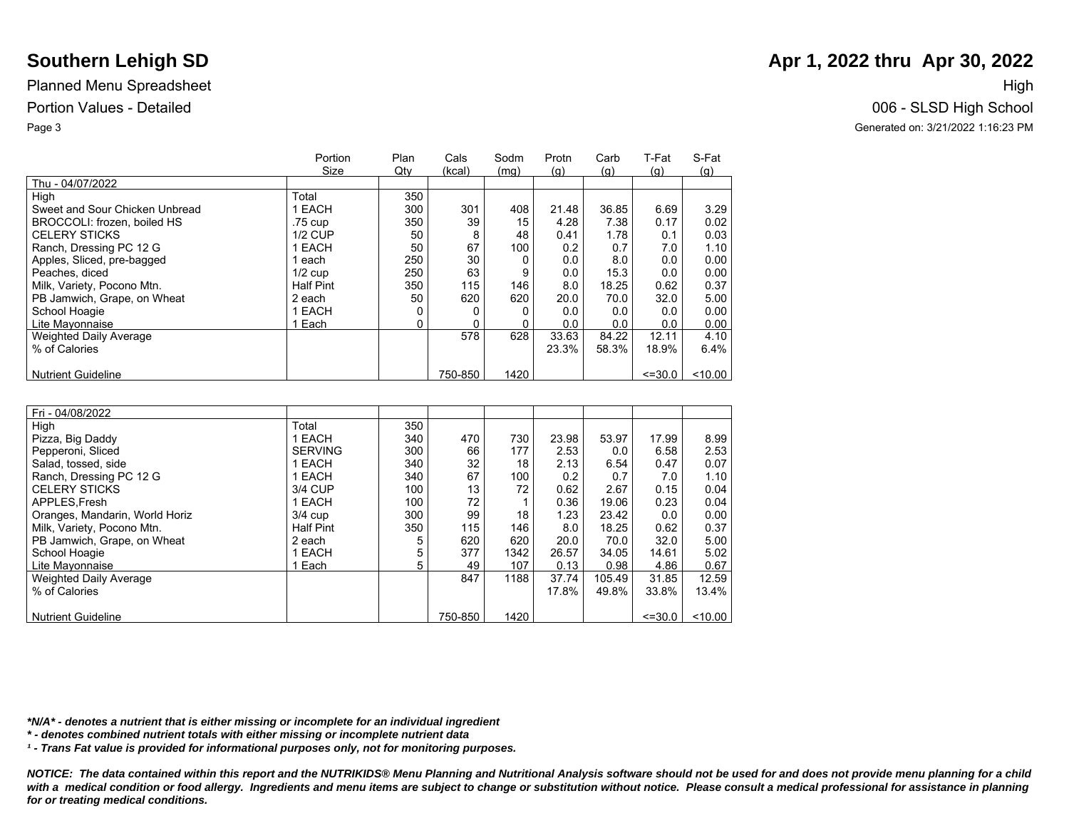# Southern Lehigh SD

**Apr 1, 2022 thru Apr 30, 2022**

Planned Menu Spreadsheet

High

Portion Values - Detailed

006 - SLSD High School

Generated on: 3/21/2022 1:16:23 PM

| | Portion Size | Plan Qty | Cals (kcal) | Sodm (mg) | Protn (g) | Carb (g) | T-Fat (g) | S-Fat (g) |
|---|---|---|---|---|---|---|---|---|
| Thu - 04/07/2022 | | | | | | | | |
| High | Total | 350 | | | | | | |
| Sweet and Sour Chicken Unbread | 1 EACH | 300 | 301 | 408 | 21.48 | 36.85 | 6.69 | 3.29 |
| BROCCOLI: frozen, boiled HS | .75 cup | 350 | 39 | 15 | 4.28 | 7.38 | 0.17 | 0.02 |
| CELERY STICKS | 1/2 CUP | 50 | 8 | 48 | 0.41 | 1.78 | 0.1 | 0.03 |
| Ranch, Dressing PC 12 G | 1 EACH | 50 | 67 | 100 | 0.2 | 0.7 | 7.0 | 1.10 |
| Apples, Sliced, pre-bagged | 1 each | 250 | 30 | 0 | 0.0 | 8.0 | 0.0 | 0.00 |
| Peaches, diced | 1/2 cup | 250 | 63 | 9 | 0.0 | 15.3 | 0.0 | 0.00 |
| Milk, Variety, Pocono Mtn. | Half Pint | 350 | 115 | 146 | 8.0 | 18.25 | 0.62 | 0.37 |
| PB Jamwich, Grape, on Wheat | 2 each | 50 | 620 | 620 | 20.0 | 70.0 | 32.0 | 5.00 |
| School Hoagie | 1 EACH | 0 | 0 | 0 | 0.0 | 0.0 | 0.0 | 0.00 |
| Lite Mayonnaise | 1 Each | 0 | 0 | 0 | 0.0 | 0.0 | 0.0 | 0.00 |
| Weighted Daily Average | | | 578 | 628 | 33.63 | 84.22 | 12.11 | 4.10 |
| % of Calories | | | | | 23.3% | 58.3% | 18.9% | 6.4% |
| Nutrient Guideline | | | 750-850 | 1420 | | | <=30.0 | <10.00 |

| | Portion Size | Plan Qty | Cals (kcal) | Sodm (mg) | Protn (g) | Carb (g) | T-Fat (g) | S-Fat (g) |
|---|---|---|---|---|---|---|---|---|
| Fri - 04/08/2022 | | | | | | | | |
| High | Total | 350 | | | | | | |
| Pizza, Big Daddy | 1 EACH | 340 | 470 | 730 | 23.98 | 53.97 | 17.99 | 8.99 |
| Pepperoni, Sliced | SERVING | 300 | 66 | 177 | 2.53 | 0.0 | 6.58 | 2.53 |
| Salad, tossed, side | 1 EACH | 340 | 32 | 18 | 2.13 | 6.54 | 0.47 | 0.07 |
| Ranch, Dressing PC 12 G | 1 EACH | 340 | 67 | 100 | 0.2 | 0.7 | 7.0 | 1.10 |
| CELERY STICKS | 3/4 CUP | 100 | 13 | 72 | 0.62 | 2.67 | 0.15 | 0.04 |
| APPLES,Fresh | 1 EACH | 100 | 72 | 1 | 0.36 | 19.06 | 0.23 | 0.04 |
| Oranges, Mandarin, World Horiz | 3/4 cup | 300 | 99 | 18 | 1.23 | 23.42 | 0.0 | 0.00 |
| Milk, Variety, Pocono Mtn. | Half Pint | 350 | 115 | 146 | 8.0 | 18.25 | 0.62 | 0.37 |
| PB Jamwich, Grape, on Wheat | 2 each | 5 | 620 | 620 | 20.0 | 70.0 | 32.0 | 5.00 |
| School Hoagie | 1 EACH | 5 | 377 | 1342 | 26.57 | 34.05 | 14.61 | 5.02 |
| Lite Mayonnaise | 1 Each | 5 | 49 | 107 | 0.13 | 0.98 | 4.86 | 0.67 |
| Weighted Daily Average | | | 847 | 1188 | 37.74 | 105.49 | 31.85 | 12.59 |
| % of Calories | | | | | 17.8% | 49.8% | 33.8% | 13.4% |
| Nutrient Guideline | | | 750-850 | 1420 | | | <=30.0 | <10.00 |

***N/A* - denotes a nutrient that is either missing or incomplete for an individual ingredient**

*** - denotes combined nutrient totals with either missing or incomplete nutrient data**

***¹ - Trans Fat value is provided for informational purposes only, not for monitoring purposes.***

***NOTICE: The data contained within this report and the NUTRIKIDS® Menu Planning and Nutritional Analysis software should not be used for and does not provide menu planning for a child with a medical condition or food allergy. Ingredients and menu items are subject to change or substitution without notice. Please consult a medical professional for assistance in planning for or treating medical conditions.***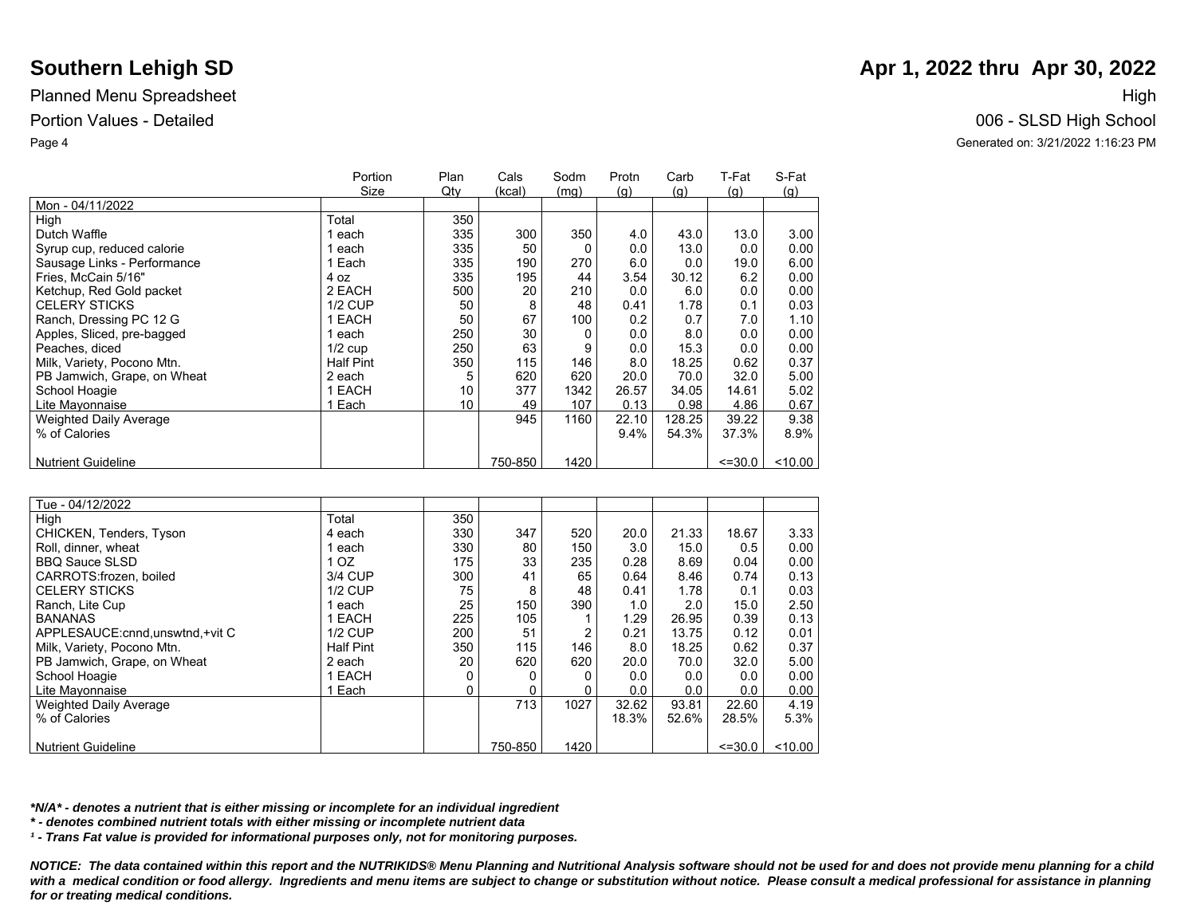# Southern Lehigh SD

**Apr 1, 2022 thru Apr 30, 2022**

Planned Menu Spreadsheet

High

Portion Values - Detailed

006 - SLSD High School

Generated on: 3/21/2022 1:16:23 PM

| | Portion Size | Plan Qty | Cals (kcal) | Sodm (mg) | Protn (g) | Carb (g) | T-Fat (g) | S-Fat (g) |
|---|---|---|---|---|---|---|---|---|
| Mon - 04/11/2022 | | | | | | | | |
| High | Total | 350 | | | | | | |
| Dutch Waffle | 1 each | 335 | 300 | 350 | 4.0 | 43.0 | 13.0 | 3.00 |
| Syrup cup, reduced calorie | 1 each | 335 | 50 | 0 | 0.0 | 13.0 | 0.0 | 0.00 |
| Sausage Links - Performance | 1 Each | 335 | 190 | 270 | 6.0 | 0.0 | 19.0 | 6.00 |
| Fries, McCain 5/16" | 4 oz | 335 | 195 | 44 | 3.54 | 30.12 | 6.2 | 0.00 |
| Ketchup, Red Gold packet | 2 EACH | 500 | 20 | 210 | 0.0 | 6.0 | 0.0 | 0.00 |
| CELERY STICKS | 1/2 CUP | 50 | 8 | 48 | 0.41 | 1.78 | 0.1 | 0.03 |
| Ranch, Dressing PC 12 G | 1 EACH | 50 | 67 | 100 | 0.2 | 0.7 | 7.0 | 1.10 |
| Apples, Sliced, pre-bagged | 1 each | 250 | 30 | 0 | 0.0 | 8.0 | 0.0 | 0.00 |
| Peaches, diced | 1/2 cup | 250 | 63 | 9 | 0.0 | 15.3 | 0.0 | 0.00 |
| Milk, Variety, Pocono Mtn. | Half Pint | 350 | 115 | 146 | 8.0 | 18.25 | 0.62 | 0.37 |
| PB Jamwich, Grape, on Wheat | 2 each | 5 | 620 | 620 | 20.0 | 70.0 | 32.0 | 5.00 |
| School Hoagie | 1 EACH | 10 | 377 | 1342 | 26.57 | 34.05 | 14.61 | 5.02 |
| Lite Mayonnaise | 1 Each | 10 | 49 | 107 | 0.13 | 0.98 | 4.86 | 0.67 |
| Weighted Daily Average | | | 945 | 1160 | 22.10 | 128.25 | 39.22 | 9.38 |
| % of Calories | | | | | 9.4% | 54.3% | 37.3% | 8.9% |
| Nutrient Guideline | | | 750-850 | 1420 | | | <=30.0 | <10.00 |

| | Portion Size | Plan Qty | Cals (kcal) | Sodm (mg) | Protn (g) | Carb (g) | T-Fat (g) | S-Fat (g) |
|---|---|---|---|---|---|---|---|---|
| Tue - 04/12/2022 | | | | | | | | |
| High | Total | 350 | | | | | | |
| CHICKEN, Tenders, Tyson | 4 each | 330 | 347 | 520 | 20.0 | 21.33 | 18.67 | 3.33 |
| Roll, dinner, wheat | 1 each | 330 | 80 | 150 | 3.0 | 15.0 | 0.5 | 0.00 |
| BBQ Sauce SLSD | 1 OZ | 175 | 33 | 235 | 0.28 | 8.69 | 0.04 | 0.00 |
| CARROTS:frozen, boiled | 3/4 CUP | 300 | 41 | 65 | 0.64 | 8.46 | 0.74 | 0.13 |
| CELERY STICKS | 1/2 CUP | 75 | 8 | 48 | 0.41 | 1.78 | 0.1 | 0.03 |
| Ranch, Lite Cup | 1 each | 25 | 150 | 390 | 1.0 | 2.0 | 15.0 | 2.50 |
| BANANAS | 1 EACH | 225 | 105 | 1 | 1.29 | 26.95 | 0.39 | 0.13 |
| APPLESAUCE:cnnd,unswtnd,+vit C | 1/2 CUP | 200 | 51 | 2 | 0.21 | 13.75 | 0.12 | 0.01 |
| Milk, Variety, Pocono Mtn. | Half Pint | 350 | 115 | 146 | 8.0 | 18.25 | 0.62 | 0.37 |
| PB Jamwich, Grape, on Wheat | 2 each | 20 | 620 | 620 | 20.0 | 70.0 | 32.0 | 5.00 |
| School Hoagie | 1 EACH | 0 | 0 | 0 | 0.0 | 0.0 | 0.0 | 0.00 |
| Lite Mayonnaise | 1 Each | 0 | 0 | 0 | 0.0 | 0.0 | 0.0 | 0.00 |
| Weighted Daily Average | | | 713 | 1027 | 32.62 | 93.81 | 22.60 | 4.19 |
| % of Calories | | | | | 18.3% | 52.6% | 28.5% | 5.3% |
| Nutrient Guideline | | | 750-850 | 1420 | | | <=30.0 | <10.00 |

***N/A* - denotes a nutrient that is either missing or incomplete for an individual ingredient**

**_* - denotes combined nutrient totals with either missing or incomplete nutrient data_**

**_¹ - Trans Fat value is provided for informational purposes only, not for monitoring purposes._**

**_NOTICE: The data contained within this report and the NUTRIKIDS® Menu Planning and Nutritional Analysis software should not be used for and does not provide menu planning for a child with a medical condition or food allergy. Ingredients and menu items are subject to change or substitution without notice. Please consult a medical professional for assistance in planning for or treating medical conditions._**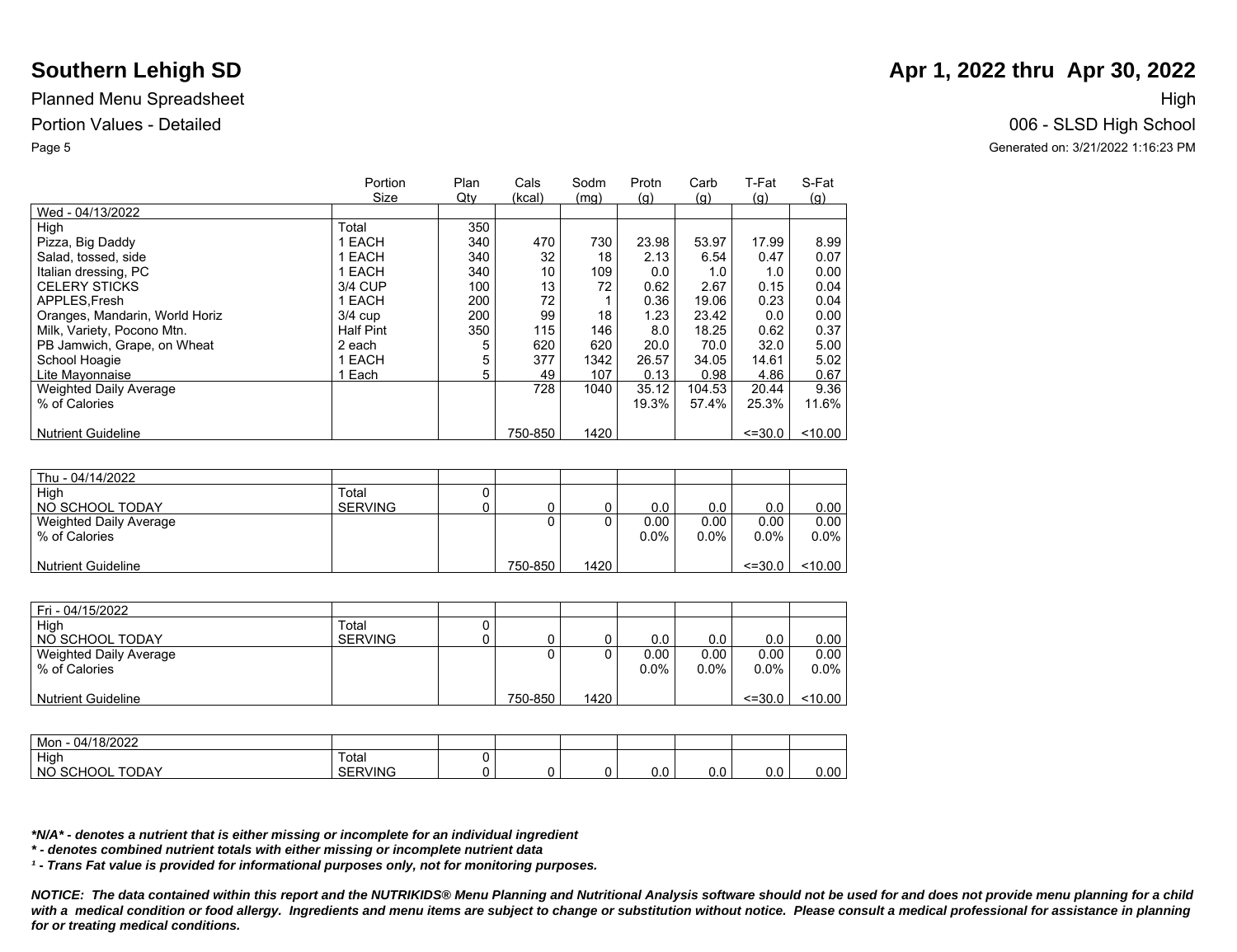# Southern Lehigh SD

Planned Menu Spreadsheet

Portion Values - Detailed

## Apr 1, 2022 thru Apr 30, 2022

High

006 - SLSD High School

Generated on: 3/21/2022 1:16:23 PM

| | Portion Size | Plan Qty | Cals (kcal) | Sodm (mg) | Protn (g) | Carb (g) | T-Fat (g) | S-Fat (g) |
|---|---|---|---|---|---|---|---|---|
| Wed - 04/13/2022 | | | | | | | | |
| High | Total | 350 | | | | | | |
| Pizza, Big Daddy | 1 EACH | 340 | 470 | 730 | 23.98 | 53.97 | 17.99 | 8.99 |
| Salad, tossed, side | 1 EACH | 340 | 32 | 18 | 2.13 | 6.54 | 0.47 | 0.07 |
| Italian dressing, PC | 1 EACH | 340 | 10 | 109 | 0.0 | 1.0 | 1.0 | 0.00 |
| CELERY STICKS | 3/4 CUP | 100 | 13 | 72 | 0.62 | 2.67 | 0.15 | 0.04 |
| APPLES,Fresh | 1 EACH | 200 | 72 | 1 | 0.36 | 19.06 | 0.23 | 0.04 |
| Oranges, Mandarin, World Horiz | 3/4 cup | 200 | 99 | 18 | 1.23 | 23.42 | 0.0 | 0.00 |
| Milk, Variety, Pocono Mtn. | Half Pint | 350 | 115 | 146 | 8.0 | 18.25 | 0.62 | 0.37 |
| PB Jamwich, Grape, on Wheat | 2 each | 5 | 620 | 620 | 20.0 | 70.0 | 32.0 | 5.00 |
| School Hoagie | 1 EACH | 5 | 377 | 1342 | 26.57 | 34.05 | 14.61 | 5.02 |
| Lite Mayonnaise | 1 Each | 5 | 49 | 107 | 0.13 | 0.98 | 4.86 | 0.67 |
| Weighted Daily Average | | | 728 | 1040 | 35.12 | 104.53 | 20.44 | 9.36 |
| % of Calories | | | | | 19.3% | 57.4% | 25.3% | 11.6% |
| Nutrient Guideline | | | 750-850 | 1420 | | | <=30.0 | <10.00 |

| | Portion Size | Plan Qty | Cals (kcal) | Sodm (mg) | Protn (g) | Carb (g) | T-Fat (g) | S-Fat (g) |
|---|---|---|---|---|---|---|---|---|
| Thu - 04/14/2022 | | | | | | | | |
| High | Total | 0 | | | | | | |
| NO SCHOOL TODAY | SERVING | 0 | 0 | 0 | 0.0 | 0.0 | 0.0 | 0.00 |
| Weighted Daily Average | | | 0 | 0 | 0.00 | 0.00 | 0.00 | 0.00 |
| % of Calories | | | | | 0.0% | 0.0% | 0.0% | 0.0% |
| Nutrient Guideline | | | 750-850 | 1420 | | | <=30.0 | <10.00 |

| | Portion Size | Plan Qty | Cals (kcal) | Sodm (mg) | Protn (g) | Carb (g) | T-Fat (g) | S-Fat (g) |
|---|---|---|---|---|---|---|---|---|
| Fri - 04/15/2022 | | | | | | | | |
| High | Total | 0 | | | | | | |
| NO SCHOOL TODAY | SERVING | 0 | 0 | 0 | 0.0 | 0.0 | 0.0 | 0.00 |
| Weighted Daily Average | | | 0 | 0 | 0.00 | 0.00 | 0.00 | 0.00 |
| % of Calories | | | | | 0.0% | 0.0% | 0.0% | 0.0% |
| Nutrient Guideline | | | 750-850 | 1420 | | | <=30.0 | <10.00 |

| | Portion Size | Plan Qty | Cals (kcal) | Sodm (mg) | Protn (g) | Carb (g) | T-Fat (g) | S-Fat (g) |
|---|---|---|---|---|---|---|---|---|
| Mon - 04/18/2022 | | | | | | | | |
| High | Total | 0 | | | | | | |
| NO SCHOOL TODAY | SERVING | 0 | 0 | 0 | 0.0 | 0.0 | 0.0 | 0.00 |

***N/A* - denotes a nutrient that is either missing or incomplete for an individual ingredient**

***\* - denotes combined nutrient totals with either missing or incomplete nutrient data***

***¹ - Trans Fat value is provided for informational purposes only, not for monitoring purposes.***

***NOTICE: The data contained within this report and the NUTRIKIDS® Menu Planning and Nutritional Analysis software should not be used for and does not provide menu planning for a child with a medical condition or food allergy. Ingredients and menu items are subject to change or substitution without notice. Please consult a medical professional for assistance in planning for or treating medical conditions.***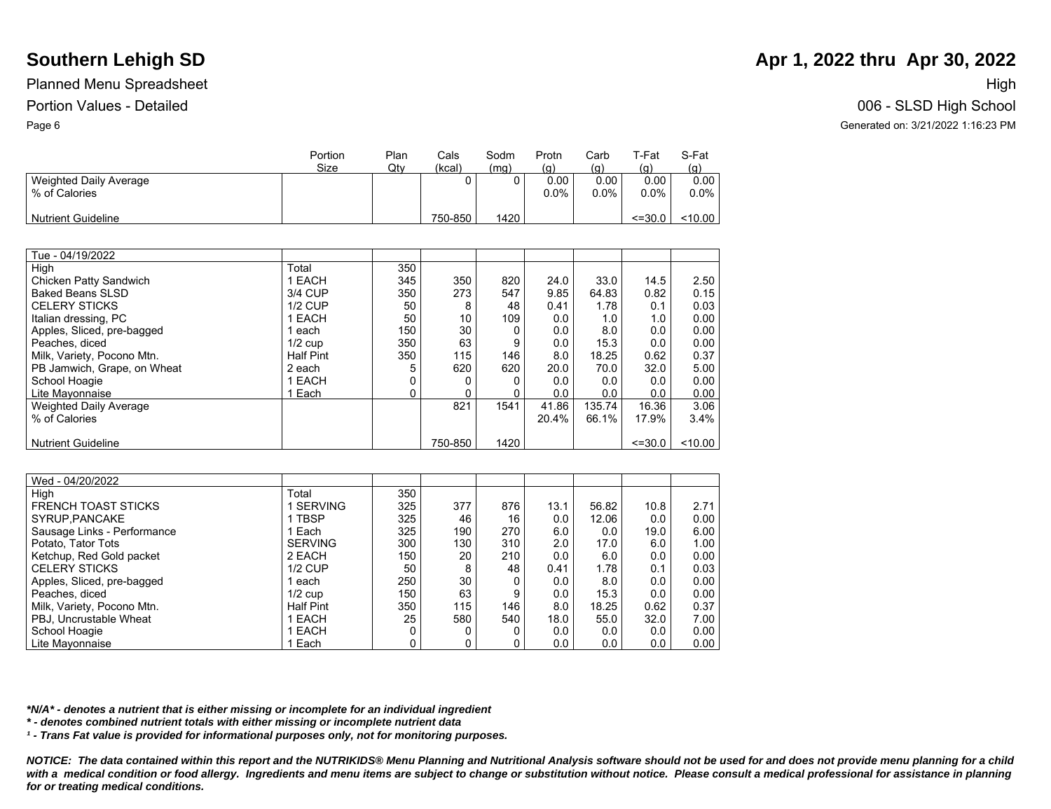# Southern Lehigh SD

**Apr 1, 2022 thru Apr 30, 2022**

Planned Menu Spreadsheet

High

Portion Values - Detailed

006 - SLSD High School

Generated on: 3/21/2022 1:16:23 PM

| | Portion Size | Plan Qty | Cals (kcal) | Sodm (mg) | Protn (g) | Carb (g) | T-Fat (g) | S-Fat (g) |
|---|---|---|---|---|---|---|---|---|
| Weighted Daily Average | | | 0 | 0 | 0.00 | 0.00 | 0.00 | 0.00 |
| % of Calories | | | | | 0.0% | 0.0% | 0.0% | 0.0% |
| Nutrient Guideline | | | 750-850 | 1420 | | | <=30.0 | <10.00 |

| Tue - 04/19/2022 | | | | | | | | |
|---|---|---|---|---|---|---|---|---|
| High | Total | 350 | | | | | | |
| Chicken Patty Sandwich | 1 EACH | 345 | 350 | 820 | 24.0 | 33.0 | 14.5 | 2.50 |
| Baked Beans SLSD | 3/4 CUP | 350 | 273 | 547 | 9.85 | 64.83 | 0.82 | 0.15 |
| CELERY STICKS | 1/2 CUP | 50 | 8 | 48 | 0.41 | 1.78 | 0.1 | 0.03 |
| Italian dressing, PC | 1 EACH | 50 | 10 | 109 | 0.0 | 1.0 | 1.0 | 0.00 |
| Apples, Sliced, pre-bagged | 1 each | 150 | 30 | 0 | 0.0 | 8.0 | 0.0 | 0.00 |
| Peaches, diced | 1/2 cup | 350 | 63 | 9 | 0.0 | 15.3 | 0.0 | 0.00 |
| Milk, Variety, Pocono Mtn. | Half Pint | 350 | 115 | 146 | 8.0 | 18.25 | 0.62 | 0.37 |
| PB Jamwich, Grape, on Wheat | 2 each | 5 | 620 | 620 | 20.0 | 70.0 | 32.0 | 5.00 |
| School Hoagie | 1 EACH | 0 | 0 | 0 | 0.0 | 0.0 | 0.0 | 0.00 |
| Lite Mayonnaise | 1 Each | 0 | 0 | 0 | 0.0 | 0.0 | 0.0 | 0.00 |
| Weighted Daily Average | | | 821 | 1541 | 41.86 | 135.74 | 16.36 | 3.06 |
| % of Calories | | | | | 20.4% | 66.1% | 17.9% | 3.4% |
| Nutrient Guideline | | | 750-850 | 1420 | | | <=30.0 | <10.00 |

| Wed - 04/20/2022 | | | | | | | | |
|---|---|---|---|---|---|---|---|---|
| High | Total | 350 | | | | | | |
| FRENCH TOAST STICKS | 1 SERVING | 325 | 377 | 876 | 13.1 | 56.82 | 10.8 | 2.71 |
| SYRUP,PANCAKE | 1 TBSP | 325 | 46 | 16 | 0.0 | 12.06 | 0.0 | 0.00 |
| Sausage Links - Performance | 1 Each | 325 | 190 | 270 | 6.0 | 0.0 | 19.0 | 6.00 |
| Potato, Tator Tots | SERVING | 300 | 130 | 310 | 2.0 | 17.0 | 6.0 | 1.00 |
| Ketchup, Red Gold packet | 2 EACH | 150 | 20 | 210 | 0.0 | 6.0 | 0.0 | 0.00 |
| CELERY STICKS | 1/2 CUP | 50 | 8 | 48 | 0.41 | 1.78 | 0.1 | 0.03 |
| Apples, Sliced, pre-bagged | 1 each | 250 | 30 | 0 | 0.0 | 8.0 | 0.0 | 0.00 |
| Peaches, diced | 1/2 cup | 150 | 63 | 9 | 0.0 | 15.3 | 0.0 | 0.00 |
| Milk, Variety, Pocono Mtn. | Half Pint | 350 | 115 | 146 | 8.0 | 18.25 | 0.62 | 0.37 |
| PBJ, Uncrustable Wheat | 1 EACH | 25 | 580 | 540 | 18.0 | 55.0 | 32.0 | 7.00 |
| School Hoagie | 1 EACH | 0 | 0 | 0 | 0.0 | 0.0 | 0.0 | 0.00 |
| Lite Mayonnaise | 1 Each | 0 | 0 | 0 | 0.0 | 0.0 | 0.0 | 0.00 |

***N/A* - denotes a nutrient that is either missing or incomplete for an individual ingredient**

*** - denotes combined nutrient totals with either missing or incomplete nutrient data**

***¹ - Trans Fat value is provided for informational purposes only, not for monitoring purposes.***

***NOTICE: The data contained within this report and the NUTRIKIDS® Menu Planning and Nutritional Analysis software should not be used for and does not provide menu planning for a child with a medical condition or food allergy. Ingredients and menu items are subject to change or substitution without notice. Please consult a medical professional for assistance in planning for or treating medical conditions.***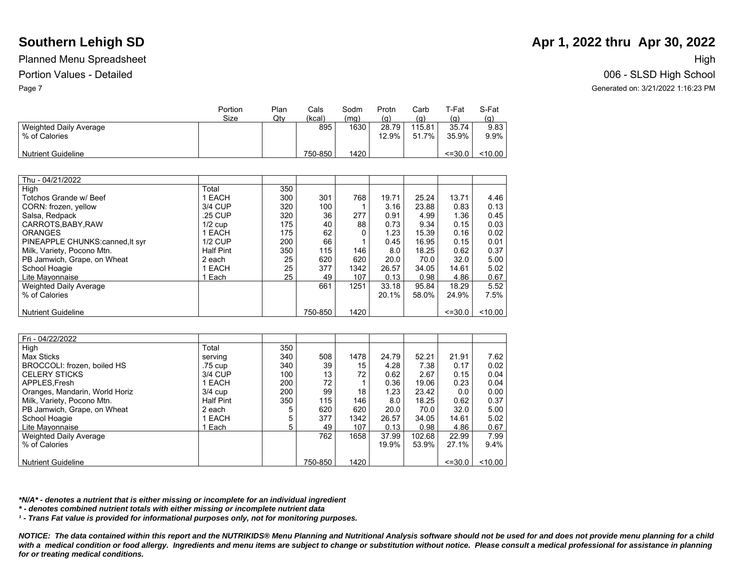# Southern Lehigh SD

Planned Menu Spreadsheet

Portion Values - Detailed

**Apr 1, 2022 thru Apr 30, 2022**

High

006 - SLSD High School

Generated on: 3/21/2022 1:16:23 PM

| | Portion Size | Plan Qty | Cals (kcal) | Sodm (mg) | Protn (g) | Carb (g) | T-Fat (g) | S-Fat (g) |
|---|---|---|---|---|---|---|---|---|
| Weighted Daily Average | | | 895 | 1630 | 28.79 | 115.81 | 35.74 | 9.83 |
| % of Calories | | | | | 12.9% | 51.7% | 35.9% | 9.9% |
| Nutrient Guideline | | | 750-850 | 1420 | | | <=30.0 | <10.00 |

| Thu - 04/21/2022 | | | | | | | | |
|---|---|---|---|---|---|---|---|---|
| High | Total | 350 | | | | | | |
| Totchos Grande w/ Beef | 1 EACH | 300 | 301 | 768 | 19.71 | 25.24 | 13.71 | 4.46 |
| CORN: frozen, yellow | 3/4 CUP | 320 | 100 | 1 | 3.16 | 23.88 | 0.83 | 0.13 |
| Salsa, Redpack | .25 CUP | 320 | 36 | 277 | 0.91 | 4.99 | 1.36 | 0.45 |
| CARROTS,BABY,RAW | 1/2 cup | 175 | 40 | 88 | 0.73 | 9.34 | 0.15 | 0.03 |
| ORANGES | 1 EACH | 175 | 62 | 0 | 1.23 | 15.39 | 0.16 | 0.02 |
| PINEAPPLE CHUNKS:canned,lt syr | 1/2 CUP | 200 | 66 | 1 | 0.45 | 16.95 | 0.15 | 0.01 |
| Milk, Variety, Pocono Mtn. | Half Pint | 350 | 115 | 146 | 8.0 | 18.25 | 0.62 | 0.37 |
| PB Jamwich, Grape, on Wheat | 2 each | 25 | 620 | 620 | 20.0 | 70.0 | 32.0 | 5.00 |
| School Hoagie | 1 EACH | 25 | 377 | 1342 | 26.57 | 34.05 | 14.61 | 5.02 |
| Lite Mayonnaise | 1 Each | 25 | 49 | 107 | 0.13 | 0.98 | 4.86 | 0.67 |
| Weighted Daily Average | | | 661 | 1251 | 33.18 | 95.84 | 18.29 | 5.52 |
| % of Calories | | | | | 20.1% | 58.0% | 24.9% | 7.5% |
| Nutrient Guideline | | | 750-850 | 1420 | | | <=30.0 | <10.00 |

| Fri - 04/22/2022 | | | | | | | | |
|---|---|---|---|---|---|---|---|---|
| High | Total | 350 | | | | | | |
| Max Sticks | serving | 340 | 508 | 1478 | 24.79 | 52.21 | 21.91 | 7.62 |
| BROCCOLI: frozen, boiled HS | .75 cup | 340 | 39 | 15 | 4.28 | 7.38 | 0.17 | 0.02 |
| CELERY STICKS | 3/4 CUP | 100 | 13 | 72 | 0.62 | 2.67 | 0.15 | 0.04 |
| APPLES,Fresh | 1 EACH | 200 | 72 | 1 | 0.36 | 19.06 | 0.23 | 0.04 |
| Oranges, Mandarin, World Horiz | 3/4 cup | 200 | 99 | 18 | 1.23 | 23.42 | 0.0 | 0.00 |
| Milk, Variety, Pocono Mtn. | Half Pint | 350 | 115 | 146 | 8.0 | 18.25 | 0.62 | 0.37 |
| PB Jamwich, Grape, on Wheat | 2 each | 5 | 620 | 620 | 20.0 | 70.0 | 32.0 | 5.00 |
| School Hoagie | 1 EACH | 5 | 377 | 1342 | 26.57 | 34.05 | 14.61 | 5.02 |
| Lite Mayonnaise | 1 Each | 5 | 49 | 107 | 0.13 | 0.98 | 4.86 | 0.67 |
| Weighted Daily Average | | | 762 | 1658 | 37.99 | 102.68 | 22.99 | 7.99 |
| % of Calories | | | | | 19.9% | 53.9% | 27.1% | 9.4% |
| Nutrient Guideline | | | 750-850 | 1420 | | | <=30.0 | <10.00 |

***N/A* - denotes a nutrient that is either missing or incomplete for an individual ingredient**

*** - denotes combined nutrient totals with either missing or incomplete nutrient data**

***¹ - Trans Fat value is provided for informational purposes only, not for monitoring purposes.***

***NOTICE: The data contained within this report and the NUTRIKIDS® Menu Planning and Nutritional Analysis software should not be used for and does not provide menu planning for a child with a medical condition or food allergy. Ingredients and menu items are subject to change or substitution without notice. Please consult a medical professional for assistance in planning for or treating medical conditions.***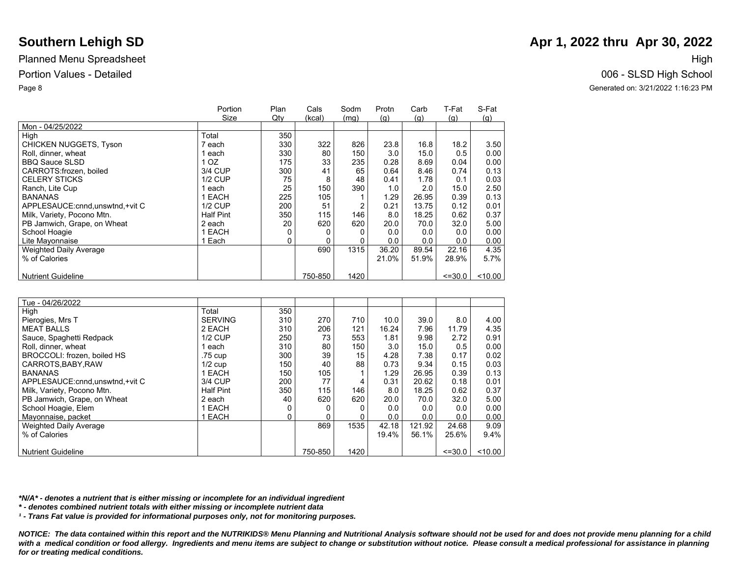# Southern Lehigh SD

## Apr 1, 2022 thru Apr 30, 2022

Planned Menu Spreadsheet

High

Portion Values - Detailed

006 - SLSD High School

Generated on: 3/21/2022 1:16:23 PM

| | Portion Size | Plan Qty | Cals (kcal) | Sodm (mg) | Protn (g) | Carb (g) | T-Fat (g) | S-Fat (g) |
|---|---|---|---|---|---|---|---|---|
| Mon - 04/25/2022 | | | | | | | | |
| High | Total | 350 | | | | | | |
| CHICKEN NUGGETS, Tyson | 7 each | 330 | 322 | 826 | 23.8 | 16.8 | 18.2 | 3.50 |
| Roll, dinner, wheat | 1 each | 330 | 80 | 150 | 3.0 | 15.0 | 0.5 | 0.00 |
| BBQ Sauce SLSD | 1 OZ | 175 | 33 | 235 | 0.28 | 8.69 | 0.04 | 0.00 |
| CARROTS:frozen, boiled | 3/4 CUP | 300 | 41 | 65 | 0.64 | 8.46 | 0.74 | 0.13 |
| CELERY STICKS | 1/2 CUP | 75 | 8 | 48 | 0.41 | 1.78 | 0.1 | 0.03 |
| Ranch, Lite Cup | 1 each | 25 | 150 | 390 | 1.0 | 2.0 | 15.0 | 2.50 |
| BANANAS | 1 EACH | 225 | 105 | 1 | 1.29 | 26.95 | 0.39 | 0.13 |
| APPLESAUCE:cnnd,unswtnd,+vit C | 1/2 CUP | 200 | 51 | 2 | 0.21 | 13.75 | 0.12 | 0.01 |
| Milk, Variety, Pocono Mtn. | Half Pint | 350 | 115 | 146 | 8.0 | 18.25 | 0.62 | 0.37 |
| PB Jamwich, Grape, on Wheat | 2 each | 20 | 620 | 620 | 20.0 | 70.0 | 32.0 | 5.00 |
| School Hoagie | 1 EACH | 0 | 0 | 0 | 0.0 | 0.0 | 0.0 | 0.00 |
| Lite Mayonnaise | 1 Each | 0 | 0 | 0 | 0.0 | 0.0 | 0.0 | 0.00 |
| Weighted Daily Average | | | 690 | 1315 | 36.20 | 89.54 | 22.16 | 4.35 |
| % of Calories | | | | | 21.0% | 51.9% | 28.9% | 5.7% |
| Nutrient Guideline | | | 750-850 | 1420 | | | <=30.0 | <10.00 |

| | Portion Size | Plan Qty | Cals (kcal) | Sodm (mg) | Protn (g) | Carb (g) | T-Fat (g) | S-Fat (g) |
|---|---|---|---|---|---|---|---|---|
| Tue - 04/26/2022 | | | | | | | | |
| High | Total | 350 | | | | | | |
| Pierogies, Mrs T | SERVING | 310 | 270 | 710 | 10.0 | 39.0 | 8.0 | 4.00 |
| MEAT BALLS | 2 EACH | 310 | 206 | 121 | 16.24 | 7.96 | 11.79 | 4.35 |
| Sauce, Spaghetti Redpack | 1/2 CUP | 250 | 73 | 553 | 1.81 | 9.98 | 2.72 | 0.91 |
| Roll, dinner, wheat | 1 each | 310 | 80 | 150 | 3.0 | 15.0 | 0.5 | 0.00 |
| BROCCOLI: frozen, boiled HS | .75 cup | 300 | 39 | 15 | 4.28 | 7.38 | 0.17 | 0.02 |
| CARROTS,BABY,RAW | 1/2 cup | 150 | 40 | 88 | 0.73 | 9.34 | 0.15 | 0.03 |
| BANANAS | 1 EACH | 150 | 105 | 1 | 1.29 | 26.95 | 0.39 | 0.13 |
| APPLESAUCE:cnnd,unswtnd,+vit C | 3/4 CUP | 200 | 77 | 4 | 0.31 | 20.62 | 0.18 | 0.01 |
| Milk, Variety, Pocono Mtn. | Half Pint | 350 | 115 | 146 | 8.0 | 18.25 | 0.62 | 0.37 |
| PB Jamwich, Grape, on Wheat | 2 each | 40 | 620 | 620 | 20.0 | 70.0 | 32.0 | 5.00 |
| School Hoagie, Elem | 1 EACH | 0 | 0 | 0 | 0.0 | 0.0 | 0.0 | 0.00 |
| Mayonnaise, packet | 1 EACH | 0 | 0 | 0 | 0.0 | 0.0 | 0.0 | 0.00 |
| Weighted Daily Average | | | 869 | 1535 | 42.18 | 121.92 | 24.68 | 9.09 |
| % of Calories | | | | | 19.4% | 56.1% | 25.6% | 9.4% |
| Nutrient Guideline | | | 750-850 | 1420 | | | <=30.0 | <10.00 |

***N/A* - denotes a nutrient that is either missing or incomplete for an individual ingredient**

***\* - denotes combined nutrient totals with either missing or incomplete nutrient data***

***¹ - Trans Fat value is provided for informational purposes only, not for monitoring purposes.***

***NOTICE: The data contained within this report and the NUTRIKIDS® Menu Planning and Nutritional Analysis software should not be used for and does not provide menu planning for a child with a medical condition or food allergy. Ingredients and menu items are subject to change or substitution without notice. Please consult a medical professional for assistance in planning for or treating medical conditions.***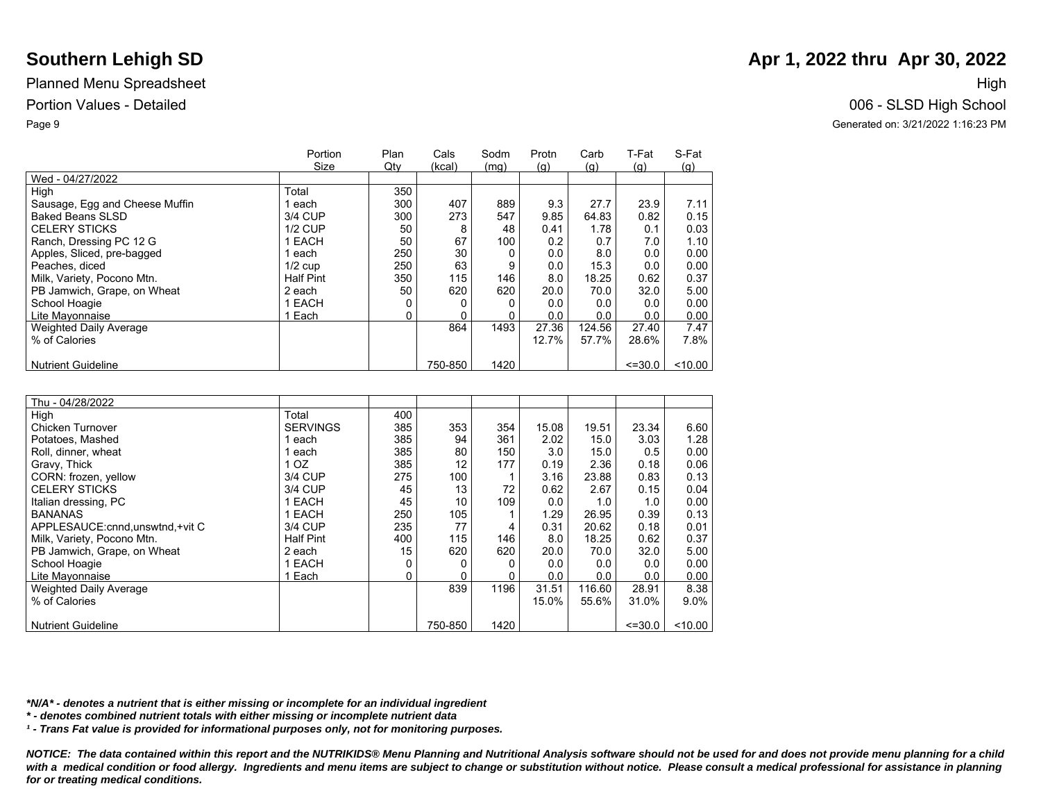# Southern Lehigh SD

Planned Menu Spreadsheet

Portion Values - Detailed

**Apr 1, 2022 thru Apr 30, 2022**

High

006 - SLSD High School

Generated on: 3/21/2022 1:16:23 PM

| | Portion Size | Plan Qty | Cals (kcal) | Sodm (mg) | Protn (g) | Carb (g) | T-Fat (g) | S-Fat (g) |
|---|---|---|---|---|---|---|---|---|
| Wed - 04/27/2022 | | | | | | | | |
| High | Total | 350 | | | | | | |
| Sausage, Egg and Cheese Muffin | 1 each | 300 | 407 | 889 | 9.3 | 27.7 | 23.9 | 7.11 |
| Baked Beans SLSD | 3/4 CUP | 300 | 273 | 547 | 9.85 | 64.83 | 0.82 | 0.15 |
| CELERY STICKS | 1/2 CUP | 50 | 8 | 48 | 0.41 | 1.78 | 0.1 | 0.03 |
| Ranch, Dressing PC 12 G | 1 EACH | 50 | 67 | 100 | 0.2 | 0.7 | 7.0 | 1.10 |
| Apples, Sliced, pre-bagged | 1 each | 250 | 30 | 0 | 0.0 | 8.0 | 0.0 | 0.00 |
| Peaches, diced | 1/2 cup | 250 | 63 | 9 | 0.0 | 15.3 | 0.0 | 0.00 |
| Milk, Variety, Pocono Mtn. | Half Pint | 350 | 115 | 146 | 8.0 | 18.25 | 0.62 | 0.37 |
| PB Jamwich, Grape, on Wheat | 2 each | 50 | 620 | 620 | 20.0 | 70.0 | 32.0 | 5.00 |
| School Hoagie | 1 EACH | 0 | 0 | 0 | 0.0 | 0.0 | 0.0 | 0.00 |
| Lite Mayonnaise | 1 Each | 0 | 0 | 0 | 0.0 | 0.0 | 0.0 | 0.00 |
| Weighted Daily Average | | | 864 | 1493 | 27.36 | 124.56 | 27.40 | 7.47 |
| % of Calories | | | | | 12.7% | 57.7% | 28.6% | 7.8% |
| Nutrient Guideline | | | 750-850 | 1420 | | | <=30.0 | <10.00 |

| | Portion Size | Plan Qty | Cals (kcal) | Sodm (mg) | Protn (g) | Carb (g) | T-Fat (g) | S-Fat (g) |
|---|---|---|---|---|---|---|---|---|
| Thu - 04/28/2022 | | | | | | | | |
| High | Total | 400 | | | | | | |
| Chicken Turnover | SERVINGS | 385 | 353 | 354 | 15.08 | 19.51 | 23.34 | 6.60 |
| Potatoes, Mashed | 1 each | 385 | 94 | 361 | 2.02 | 15.0 | 3.03 | 1.28 |
| Roll, dinner, wheat | 1 each | 385 | 80 | 150 | 3.0 | 15.0 | 0.5 | 0.00 |
| Gravy, Thick | 1 OZ | 385 | 12 | 177 | 0.19 | 2.36 | 0.18 | 0.06 |
| CORN: frozen, yellow | 3/4 CUP | 275 | 100 | 1 | 3.16 | 23.88 | 0.83 | 0.13 |
| CELERY STICKS | 3/4 CUP | 45 | 13 | 72 | 0.62 | 2.67 | 0.15 | 0.04 |
| Italian dressing, PC | 1 EACH | 45 | 10 | 109 | 0.0 | 1.0 | 1.0 | 0.00 |
| BANANAS | 1 EACH | 250 | 105 | 1 | 1.29 | 26.95 | 0.39 | 0.13 |
| APPLESAUCE:cnnd,unswtnd,+vit C | 3/4 CUP | 235 | 77 | 4 | 0.31 | 20.62 | 0.18 | 0.01 |
| Milk, Variety, Pocono Mtn. | Half Pint | 400 | 115 | 146 | 8.0 | 18.25 | 0.62 | 0.37 |
| PB Jamwich, Grape, on Wheat | 2 each | 15 | 620 | 620 | 20.0 | 70.0 | 32.0 | 5.00 |
| School Hoagie | 1 EACH | 0 | 0 | 0 | 0.0 | 0.0 | 0.0 | 0.00 |
| Lite Mayonnaise | 1 Each | 0 | 0 | 0 | 0.0 | 0.0 | 0.0 | 0.00 |
| Weighted Daily Average | | | 839 | 1196 | 31.51 | 116.60 | 28.91 | 8.38 |
| % of Calories | | | | | 15.0% | 55.6% | 31.0% | 9.0% |
| Nutrient Guideline | | | 750-850 | 1420 | | | <=30.0 | <10.00 |

***N/A* - denotes a nutrient that is either missing or incomplete for an individual ingredient**

*** - denotes combined nutrient totals with either missing or incomplete nutrient data**

***¹ - Trans Fat value is provided for informational purposes only, not for monitoring purposes.***

***NOTICE: The data contained within this report and the NUTRIKIDS® Menu Planning and Nutritional Analysis software should not be used for and does not provide menu planning for a child with a medical condition or food allergy. Ingredients and menu items are subject to change or substitution without notice. Please consult a medical professional for assistance in planning for or treating medical conditions.***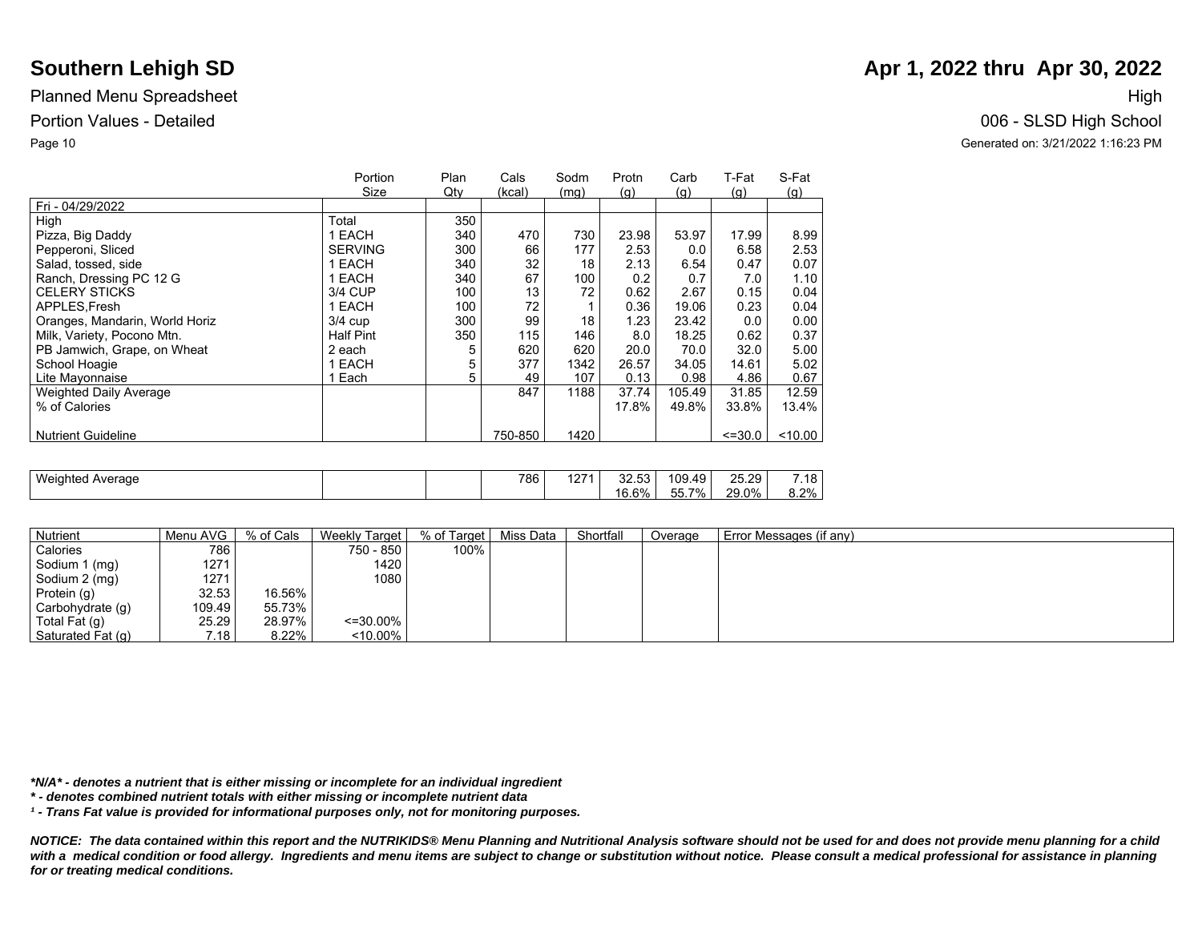# Southern Lehigh SD

**Apr 1, 2022 thru Apr 30, 2022**

Planned Menu Spreadsheet

High

Portion Values - Detailed

006 - SLSD High School

Generated on: 3/21/2022 1:16:23 PM

| | Portion Size | Plan Qty | Cals (kcal) | Sodm (mg) | Protn (g) | Carb (g) | T-Fat (g) | S-Fat (g) |
|---|---|---|---|---|---|---|---|---|
| Fri - 04/29/2022 | | | | | | | | |
| High | Total | 350 | | | | | | |
| Pizza, Big Daddy | 1 EACH | 340 | 470 | 730 | 23.98 | 53.97 | 17.99 | 8.99 |
| Pepperoni, Sliced | SERVING | 300 | 66 | 177 | 2.53 | 0.0 | 6.58 | 2.53 |
| Salad, tossed, side | 1 EACH | 340 | 32 | 18 | 2.13 | 6.54 | 0.47 | 0.07 |
| Ranch, Dressing PC 12 G | 1 EACH | 340 | 67 | 100 | 0.2 | 0.7 | 7.0 | 1.10 |
| CELERY STICKS | 3/4 CUP | 100 | 13 | 72 | 0.62 | 2.67 | 0.15 | 0.04 |
| APPLES,Fresh | 1 EACH | 100 | 72 | 1 | 0.36 | 19.06 | 0.23 | 0.04 |
| Oranges, Mandarin, World Horiz | 3/4 cup | 300 | 99 | 18 | 1.23 | 23.42 | 0.0 | 0.00 |
| Milk, Variety, Pocono Mtn. | Half Pint | 350 | 115 | 146 | 8.0 | 18.25 | 0.62 | 0.37 |
| PB Jamwich, Grape, on Wheat | 2 each | 5 | 620 | 620 | 20.0 | 70.0 | 32.0 | 5.00 |
| School Hoagie | 1 EACH | 5 | 377 | 1342 | 26.57 | 34.05 | 14.61 | 5.02 |
| Lite Mayonnaise | 1 Each | 5 | 49 | 107 | 0.13 | 0.98 | 4.86 | 0.67 |
| Weighted Daily Average | | | 847 | 1188 | 37.74 | 105.49 | 31.85 | 12.59 |
| % of Calories | | | | | 17.8% | 49.8% | 33.8% | 13.4% |
| Nutrient Guideline | | | 750-850 | 1420 | | | <=30.0 | <10.00 |

| | | | | | | | | |
|---|---|---|---|---|---|---|---|---|
| Weighted Average | | | 786 | 1271 | 32.53 | 109.49 | 25.29 | 7.18 |
| | | | | | 16.6% | 55.7% | 29.0% | 8.2% |

| Nutrient | Menu AVG | % of Cals | Weekly Target | % of Target | Miss Data | Shortfall | Overage | Error Messages (if any) |
|---|---|---|---|---|---|---|---|---|
| Calories | 786 | | 750 - 850 | 100% | | | | |
| Sodium 1 (mg) | 1271 | | 1420 | | | | | |
| Sodium 2 (mg) | 1271 | | 1080 | | | | | |
| Protein (g) | 32.53 | 16.56% | | | | | | |
| Carbohydrate (g) | 109.49 | 55.73% | | | | | | |
| Total Fat (g) | 25.29 | 28.97% | <=30.00% | | | | | |
| Saturated Fat (g) | 7.18 | 8.22% | <10.00% | | | | | |

***N/A* - denotes a nutrient that is either missing or incomplete for an individual ingredient**

***\* - denotes combined nutrient totals with either missing or incomplete nutrient data***

***¹ - Trans Fat value is provided for informational purposes only, not for monitoring purposes.***

***NOTICE: The data contained within this report and the NUTRIKIDS® Menu Planning and Nutritional Analysis software should not be used for and does not provide menu planning for a child with a medical condition or food allergy. Ingredients and menu items are subject to change or substitution without notice. Please consult a medical professional for assistance in planning for or treating medical conditions.***